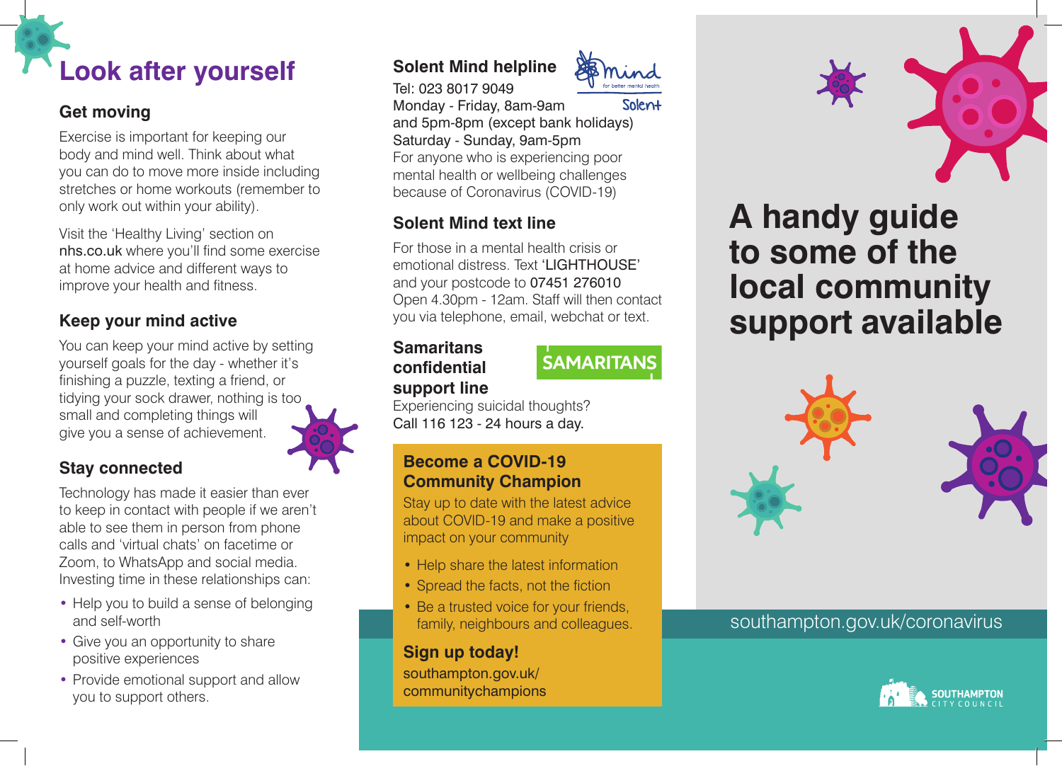# Look after yourself

### Get moving

Exercise is important for keeping our body and mind well. Think about what you can do to move more inside including stretches or home workouts (remember to only work out within your ability).

Visit the 'Healthy Living' section on nhs.co.uk where you'll find some exercise at home advice and different ways to improve your health and fitness.

### Keep your mind active

You can keep your mind active by setting yourself goals for the day - whether it's finishing a puzzle, texting a friend, or tidying your sock drawer, nothing is too small and completing things will give you a sense of achievement.

### Stay connected

Technology has made it easier than ever to keep in contact with people if we aren't able to see them in person from phone calls and 'virtual chats' on facetime or Zoom, to WhatsApp and social media. Investing time in these relationships can:

- Help you to build a sense of belonging and self-worth
- Give you an opportunity to share positive experiences
- Provide emotional support and allow you to support others.

### Solent Mind helpline

Tel: 023 8017 9049
Monday - Friday, 8am-9am and 5pm-8pm (except bank holidays)
Saturday - Sunday, 9am-5pm
For anyone who is experiencing poor mental health or wellbeing challenges because of Coronavirus (COVID-19)

### Solent Mind text line

For those in a mental health crisis or emotional distress. Text 'LIGHTHOUSE' and your postcode to 07451 276010
Open 4.30pm - 12am. Staff will then contact you via telephone, email, webchat or text.

### Samaritans confidential support line

Experiencing suicidal thoughts?
Call 116 123 - 24 hours a day.

### Become a COVID-19 Community Champion

Stay up to date with the latest advice about COVID-19 and make a positive impact on your community

- Help share the latest information
- Spread the facts, not the fiction
- Be a trusted voice for your friends, family, neighbours and colleagues.

**Sign up today!**
southampton.gov.uk/communitychampions

# A handy guide to some of the local community support available

southampton.gov.uk/coronavirus

SOUTHAMPTON CITY COUNCIL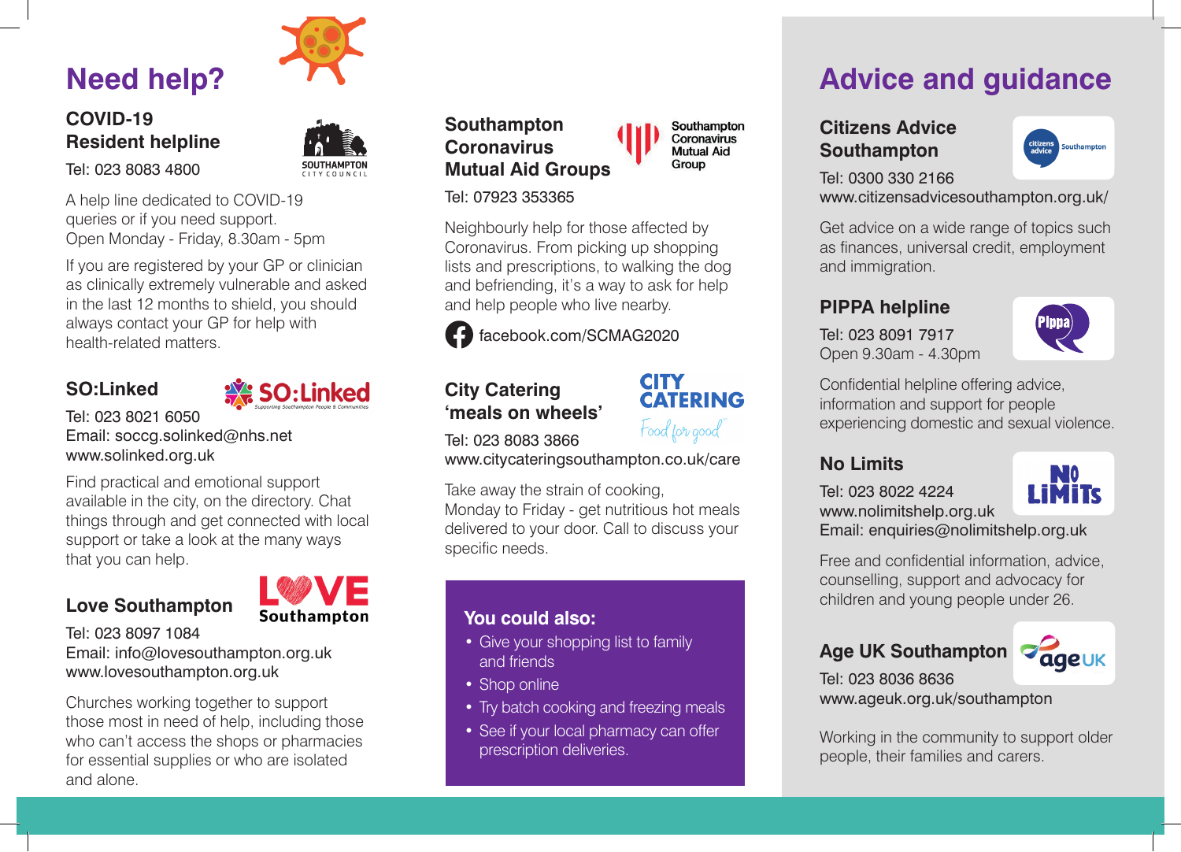# Need help?

### COVID-19 Resident helpline

Tel: 023 8083 4800

A help line dedicated to COVID-19 queries or if you need support. Open Monday - Friday, 8.30am - 5pm

If you are registered by your GP or clinician as clinically extremely vulnerable and asked in the last 12 months to shield, you should always contact your GP for help with health-related matters.

### SO:Linked

Tel: 023 8021 6050
Email: soccg.solinked@nhs.net
www.solinked.org.uk

Find practical and emotional support available in the city, on the directory. Chat things through and get connected with local support or take a look at the many ways that you can help.

### Love Southampton

Tel: 023 8097 1084
Email: info@lovesouthampton.org.uk
www.lovesouthampton.org.uk

Churches working together to support those most in need of help, including those who can't access the shops or pharmacies for essential supplies or who are isolated and alone.

### Southampton Coronavirus Mutual Aid Groups

Tel: 07923 353365

Neighbourly help for those affected by Coronavirus. From picking up shopping lists and prescriptions, to walking the dog and befriending, it's a way to ask for help and help people who live nearby.

facebook.com/SCMAG2020

### City Catering 'meals on wheels'

Tel: 023 8083 3866
www.citycateringsouthampton.co.uk/care

Take away the strain of cooking, Monday to Friday - get nutritious hot meals delivered to your door. Call to discuss your specific needs.

### You could also:

- Give your shopping list to family and friends
- Shop online
- Try batch cooking and freezing meals
- See if your local pharmacy can offer prescription deliveries.

# Advice and guidance

### Citizens Advice Southampton

Tel: 0300 330 2166
www.citizensadvicesouthampton.org.uk/

Get advice on a wide range of topics such as finances, universal credit, employment and immigration.

### PIPPA helpline

Tel: 023 8091 7917
Open 9.30am - 4.30pm

Confidential helpline offering advice, information and support for people experiencing domestic and sexual violence.

### No Limits

Tel: 023 8022 4224
www.nolimitshelp.org.uk
Email: enquiries@nolimitshelp.org.uk

Free and confidential information, advice, counselling, support and advocacy for children and young people under 26.

### Age UK Southampton

Tel: 023 8036 8636
www.ageuk.org.uk/southampton

Working in the community to support older people, their families and carers.